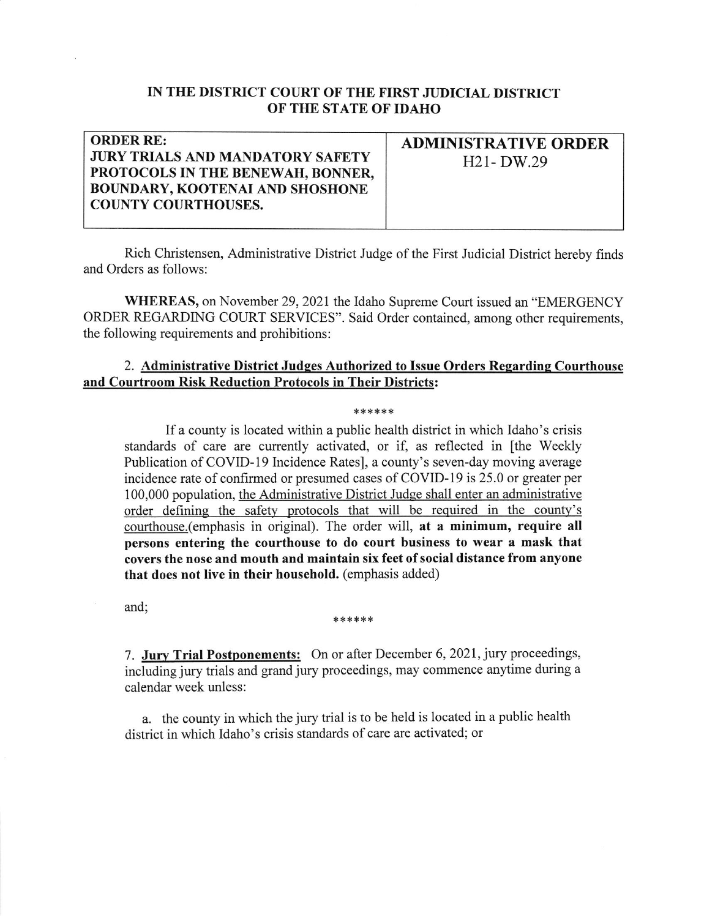**IN THE DISTRICT COURT OF THE FIRST JUDICIAL DISTRICT OF THE STATE OF IDAHO**

| **ORDER RE: JURY TRIALS AND MANDATORY SAFETY PROTOCOLS IN THE BENEWAH, BONNER, BOUNDARY, KOOTENAI AND SHOSHONE COUNTY COURTHOUSES.** | **ADMINISTRATIVE ORDER** H21- DW.29 |
| --- | --- |

Rich Christensen, Administrative District Judge of the First Judicial District hereby finds and Orders as follows:

**WHEREAS,** on November 29, 2021 the Idaho Supreme Court issued an "EMERGENCY ORDER REGARDING COURT SERVICES". Said Order contained, among other requirements, the following requirements and prohibitions:

> 2. **Administrative District Judges Authorized to Issue Orders Regarding Courthouse and Courtroom Risk Reduction Protocols in Their Districts:**
>
> ******
>
> If a county is located within a public health district in which Idaho's crisis standards of care are currently activated, or if, as reflected in [the Weekly Publication of COVID-19 Incidence Rates], a county's seven-day moving average incidence rate of confirmed or presumed cases of COVID-19 is 25.0 or greater per 100,000 population, the Administrative District Judge shall enter an administrative order defining the safety protocols that will be required in the county's courthouse.(emphasis in original). The order will, **at a minimum, require all persons entering the courthouse to do court business to wear a mask that covers the nose and mouth and maintain six feet of social distance from anyone that does not live in their household.** (emphasis added)

and;

> ******
>
> 7. **Jury Trial Postponements:** On or after December 6, 2021, jury proceedings, including jury trials and grand jury proceedings, may commence anytime during a calendar week unless:
>
> a. the county in which the jury trial is to be held is located in a public health district in which Idaho's crisis standards of care are activated; or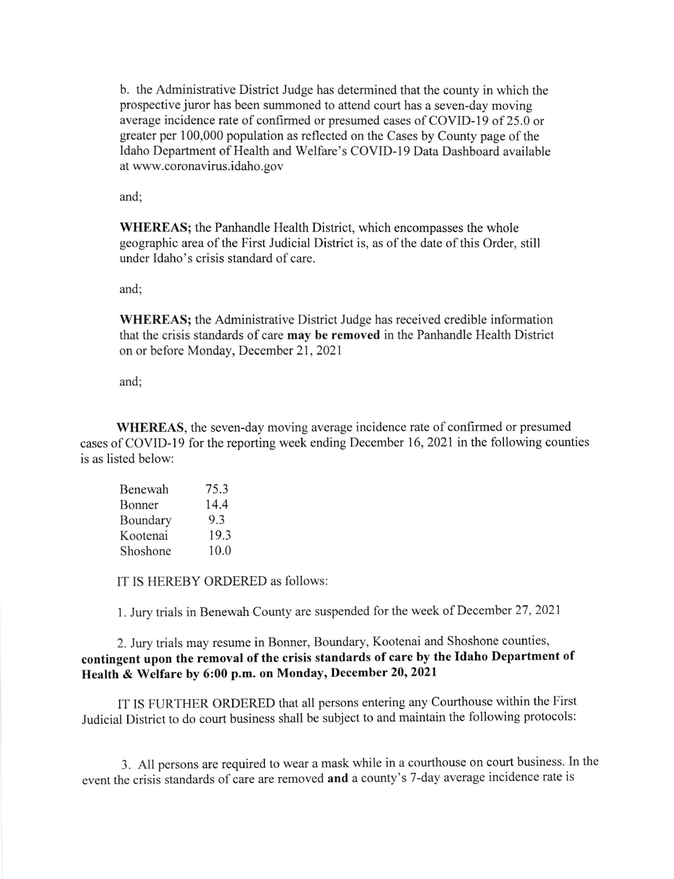b. the Administrative District Judge has determined that the county in which the prospective juror has been summoned to attend court has a seven-day moving average incidence rate of confirmed or presumed cases of COVID-19 of 25.0 or greater per 100,000 population as reflected on the Cases by County page of the Idaho Department of Health and Welfare's COVID-19 Data Dashboard available at www.coronavirus.idaho.gov

and;

**WHEREAS;** the Panhandle Health District, which encompasses the whole geographic area of the First Judicial District is, as of the date of this Order, still under Idaho's crisis standard of care.

and;

**WHEREAS;** the Administrative District Judge has received credible information that the crisis standards of care **may be removed** in the Panhandle Health District on or before Monday, December 21, 2021

and;

**WHEREAS**, the seven-day moving average incidence rate of confirmed or presumed cases of COVID-19 for the reporting week ending December 16, 2021 in the following counties is as listed below:

| | |
|---|---|
| Benewah | 75.3 |
| Bonner | 14.4 |
| Boundary | 9.3 |
| Kootenai | 19.3 |
| Shoshone | 10.0 |

IT IS HEREBY ORDERED as follows:

1. Jury trials in Benewah County are suspended for the week of December 27, 2021

2. Jury trials may resume in Bonner, Boundary, Kootenai and Shoshone counties, **contingent upon the removal of the crisis standards of care by the Idaho Department of Health & Welfare by 6:00 p.m. on Monday, December 20, 2021**

IT IS FURTHER ORDERED that all persons entering any Courthouse within the First Judicial District to do court business shall be subject to and maintain the following protocols:

3. All persons are required to wear a mask while in a courthouse on court business. In the event the crisis standards of care are removed **and** a county's 7-day average incidence rate is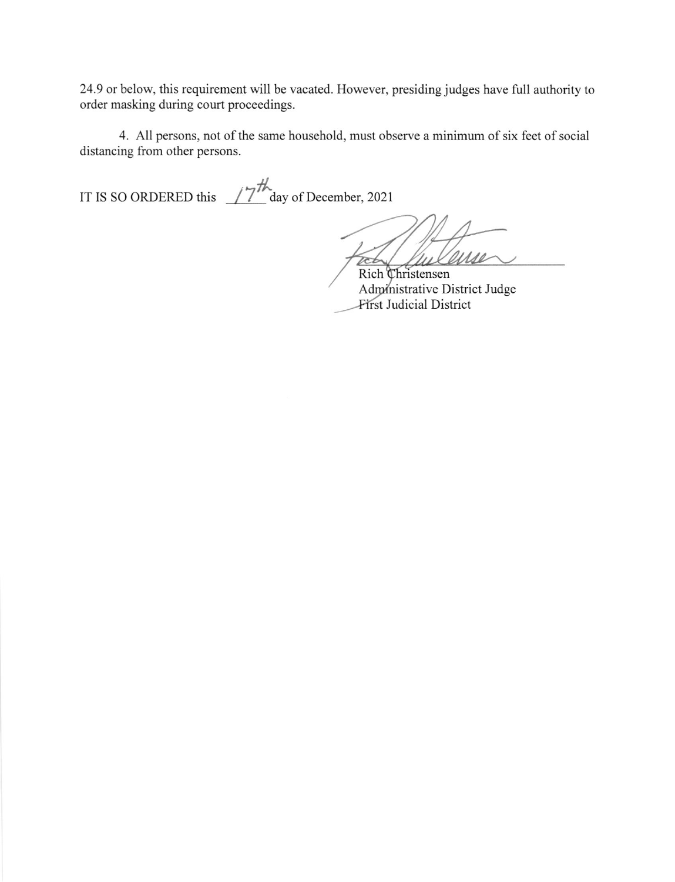24.9 or below, this requirement will be vacated. However, presiding judges have full authority to order masking during court proceedings.

4. All persons, not of the same household, must observe a minimum of six feet of social distancing from other persons.

IT IS SO ORDERED this 17th day of December, 2021

Rich Christensen
Administrative District Judge
First Judicial District